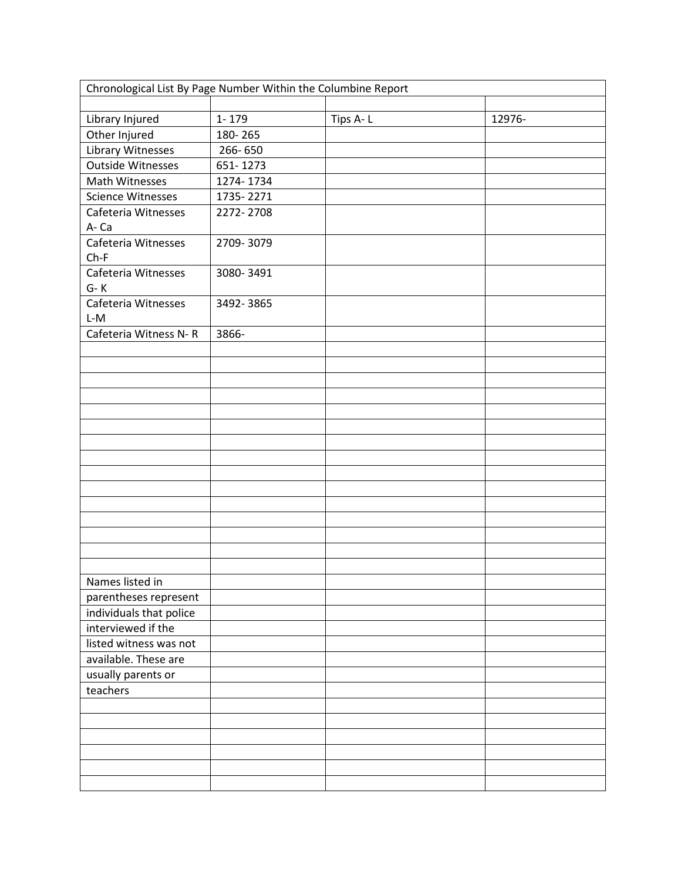| Chronological List By Page Number Within the Columbine Report | | | |
|---|---|---|---|
| | | | |
| Library Injured | 1- 179 | Tips A- L | 12976- |
| Other Injured | 180- 265 | | |
| Library Witnesses | 266- 650 | | |
| Outside Witnesses | 651- 1273 | | |
| Math Witnesses | 1274- 1734 | | |
| Science Witnesses | 1735- 2271 | | |
| Cafeteria Witnesses A- Ca | 2272- 2708 | | |
| Cafeteria Witnesses Ch-F | 2709- 3079 | | |
| Cafeteria Witnesses G- K | 3080- 3491 | | |
| Cafeteria Witnesses L-M | 3492- 3865 | | |
| Cafeteria Witness N- R | 3866- | | |
| | | | |
| | | | |
| | | | |
| | | | |
| | | | |
| | | | |
| | | | |
| | | | |
| | | | |
| | | | |
| | | | |
| | | | |
| | | | |
| | | | |
| | | | |
| Names listed in | | | |
| parentheses represent | | | |
| individuals that police | | | |
| interviewed if the | | | |
| listed witness was not | | | |
| available. These are | | | |
| usually parents or | | | |
| teachers | | | |
| | | | |
| | | | |
| | | | |
| | | | |
| | | | |
| | | | |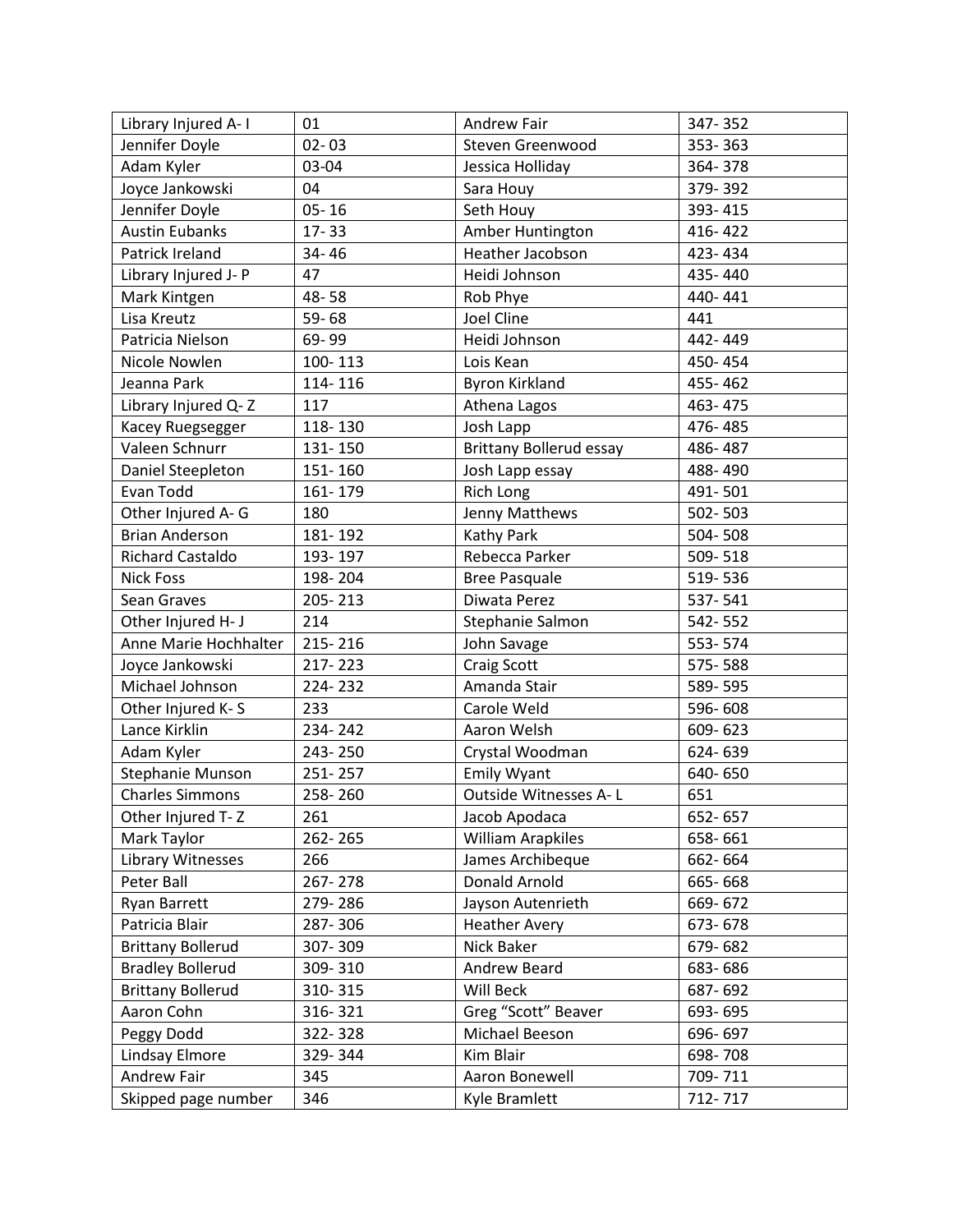| Library Injured A- I | 01 | Andrew Fair | 347- 352 |
|---|---|---|---|
| Jennifer Doyle | 02- 03 | Steven Greenwood | 353- 363 |
| Adam Kyler | 03-04 | Jessica Holliday | 364- 378 |
| Joyce Jankowski | 04 | Sara Houy | 379- 392 |
| Jennifer Doyle | 05- 16 | Seth Houy | 393- 415 |
| Austin Eubanks | 17- 33 | Amber Huntington | 416- 422 |
| Patrick Ireland | 34- 46 | Heather Jacobson | 423- 434 |
| Library Injured J- P | 47 | Heidi Johnson | 435- 440 |
| Mark Kintgen | 48- 58 | Rob Phye | 440- 441 |
| Lisa Kreutz | 59- 68 | Joel Cline | 441 |
| Patricia Nielson | 69- 99 | Heidi Johnson | 442- 449 |
| Nicole Nowlen | 100- 113 | Lois Kean | 450- 454 |
| Jeanna Park | 114- 116 | Byron Kirkland | 455- 462 |
| Library Injured Q- Z | 117 | Athena Lagos | 463- 475 |
| Kacey Ruegsegger | 118- 130 | Josh Lapp | 476- 485 |
| Valeen Schnurr | 131- 150 | Brittany Bollerud essay | 486- 487 |
| Daniel Steepleton | 151- 160 | Josh Lapp essay | 488- 490 |
| Evan Todd | 161- 179 | Rich Long | 491- 501 |
| Other Injured A- G | 180 | Jenny Matthews | 502- 503 |
| Brian Anderson | 181- 192 | Kathy Park | 504- 508 |
| Richard Castaldo | 193- 197 | Rebecca Parker | 509- 518 |
| Nick Foss | 198- 204 | Bree Pasquale | 519- 536 |
| Sean Graves | 205- 213 | Diwata Perez | 537- 541 |
| Other Injured H- J | 214 | Stephanie Salmon | 542- 552 |
| Anne Marie Hochhalter | 215- 216 | John Savage | 553- 574 |
| Joyce Jankowski | 217- 223 | Craig Scott | 575- 588 |
| Michael Johnson | 224- 232 | Amanda Stair | 589- 595 |
| Other Injured K- S | 233 | Carole Weld | 596- 608 |
| Lance Kirklin | 234- 242 | Aaron Welsh | 609- 623 |
| Adam Kyler | 243- 250 | Crystal Woodman | 624- 639 |
| Stephanie Munson | 251- 257 | Emily Wyant | 640- 650 |
| Charles Simmons | 258- 260 | Outside Witnesses A- L | 651 |
| Other Injured T- Z | 261 | Jacob Apodaca | 652- 657 |
| Mark Taylor | 262- 265 | William Arapkiles | 658- 661 |
| Library Witnesses | 266 | James Archibeque | 662- 664 |
| Peter Ball | 267- 278 | Donald Arnold | 665- 668 |
| Ryan Barrett | 279- 286 | Jayson Autenrieth | 669- 672 |
| Patricia Blair | 287- 306 | Heather Avery | 673- 678 |
| Brittany Bollerud | 307- 309 | Nick Baker | 679- 682 |
| Bradley Bollerud | 309- 310 | Andrew Beard | 683- 686 |
| Brittany Bollerud | 310- 315 | Will Beck | 687- 692 |
| Aaron Cohn | 316- 321 | Greg "Scott" Beaver | 693- 695 |
| Peggy Dodd | 322- 328 | Michael Beeson | 696- 697 |
| Lindsay Elmore | 329- 344 | Kim Blair | 698- 708 |
| Andrew Fair | 345 | Aaron Bonewell | 709- 711 |
| Skipped page number | 346 | Kyle Bramlett | 712- 717 |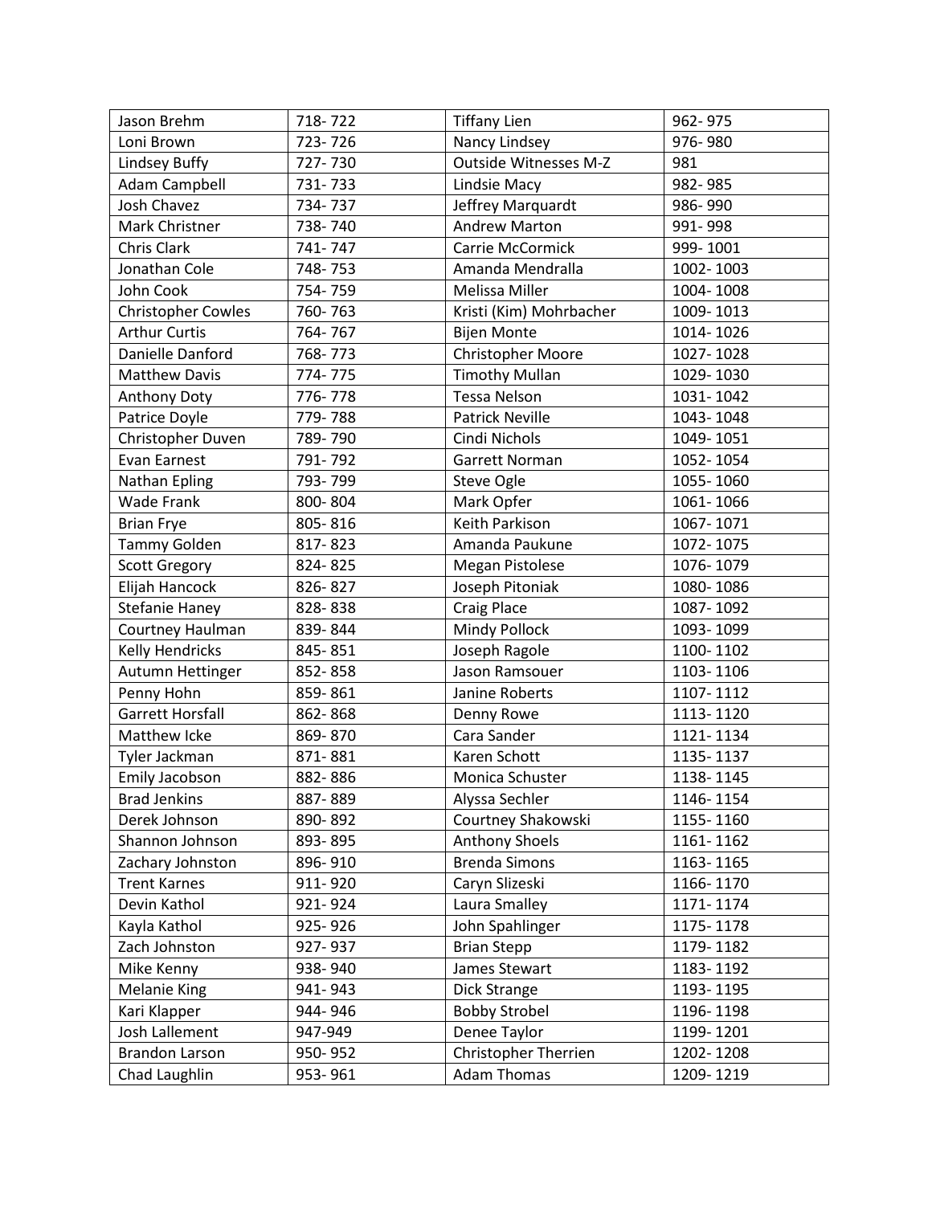| Jason Brehm | 718- 722 | Tiffany Lien | 962- 975 |
|---|---|---|---|
| Loni Brown | 723- 726 | Nancy Lindsey | 976- 980 |
| Lindsey Buffy | 727- 730 | Outside Witnesses M-Z | 981 |
| Adam Campbell | 731- 733 | Lindsie Macy | 982- 985 |
| Josh Chavez | 734- 737 | Jeffrey Marquardt | 986- 990 |
| Mark Christner | 738- 740 | Andrew Marton | 991- 998 |
| Chris Clark | 741- 747 | Carrie McCormick | 999- 1001 |
| Jonathan Cole | 748- 753 | Amanda Mendralla | 1002- 1003 |
| John Cook | 754- 759 | Melissa Miller | 1004- 1008 |
| Christopher Cowles | 760- 763 | Kristi (Kim) Mohrbacher | 1009- 1013 |
| Arthur Curtis | 764- 767 | Bijen Monte | 1014- 1026 |
| Danielle Danford | 768- 773 | Christopher Moore | 1027- 1028 |
| Matthew Davis | 774- 775 | Timothy Mullan | 1029- 1030 |
| Anthony Doty | 776- 778 | Tessa Nelson | 1031- 1042 |
| Patrice Doyle | 779- 788 | Patrick Neville | 1043- 1048 |
| Christopher Duven | 789- 790 | Cindi Nichols | 1049- 1051 |
| Evan Earnest | 791- 792 | Garrett Norman | 1052- 1054 |
| Nathan Epling | 793- 799 | Steve Ogle | 1055- 1060 |
| Wade Frank | 800- 804 | Mark Opfer | 1061- 1066 |
| Brian Frye | 805- 816 | Keith Parkison | 1067- 1071 |
| Tammy Golden | 817- 823 | Amanda Paukune | 1072- 1075 |
| Scott Gregory | 824- 825 | Megan Pistolese | 1076- 1079 |
| Elijah Hancock | 826- 827 | Joseph Pitoniak | 1080- 1086 |
| Stefanie Haney | 828- 838 | Craig Place | 1087- 1092 |
| Courtney Haulman | 839- 844 | Mindy Pollock | 1093- 1099 |
| Kelly Hendricks | 845- 851 | Joseph Ragole | 1100- 1102 |
| Autumn Hettinger | 852- 858 | Jason Ramsouer | 1103- 1106 |
| Penny Hohn | 859- 861 | Janine Roberts | 1107- 1112 |
| Garrett Horsfall | 862- 868 | Denny Rowe | 1113- 1120 |
| Matthew Icke | 869- 870 | Cara Sander | 1121- 1134 |
| Tyler Jackman | 871- 881 | Karen Schott | 1135- 1137 |
| Emily Jacobson | 882- 886 | Monica Schuster | 1138- 1145 |
| Brad Jenkins | 887- 889 | Alyssa Sechler | 1146- 1154 |
| Derek Johnson | 890- 892 | Courtney Shakowski | 1155- 1160 |
| Shannon Johnson | 893- 895 | Anthony Shoels | 1161- 1162 |
| Zachary Johnston | 896- 910 | Brenda Simons | 1163- 1165 |
| Trent Karnes | 911- 920 | Caryn Slizeski | 1166- 1170 |
| Devin Kathol | 921- 924 | Laura Smalley | 1171- 1174 |
| Kayla Kathol | 925- 926 | John Spahlinger | 1175- 1178 |
| Zach Johnston | 927- 937 | Brian Stepp | 1179- 1182 |
| Mike Kenny | 938- 940 | James Stewart | 1183- 1192 |
| Melanie King | 941- 943 | Dick Strange | 1193- 1195 |
| Kari Klapper | 944- 946 | Bobby Strobel | 1196- 1198 |
| Josh Lallement | 947-949 | Denee Taylor | 1199- 1201 |
| Brandon Larson | 950- 952 | Christopher Therrien | 1202- 1208 |
| Chad Laughlin | 953- 961 | Adam Thomas | 1209- 1219 |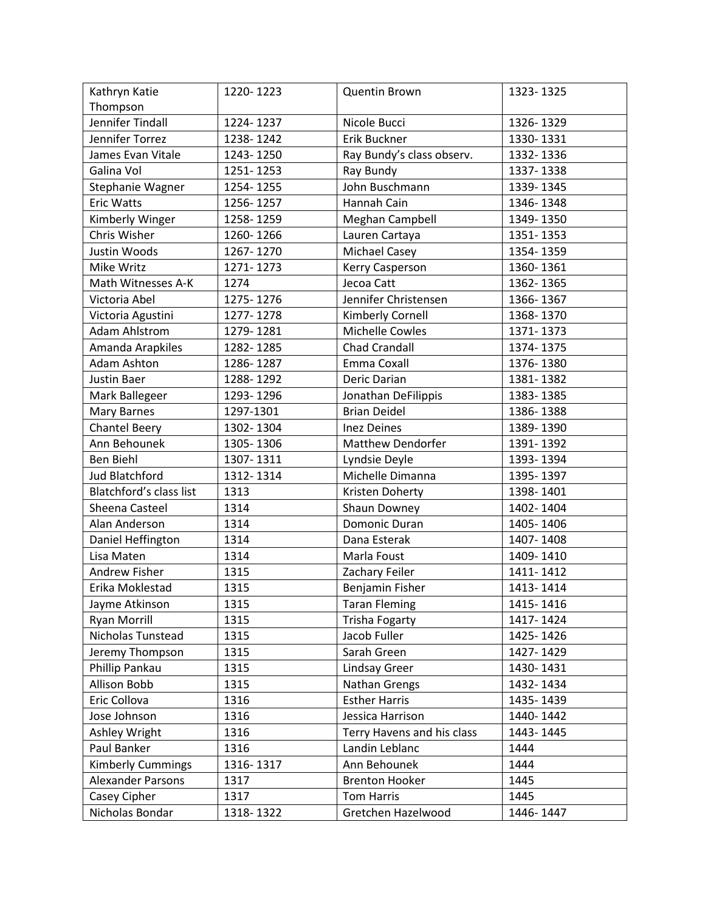| Kathryn Katie Thompson | 1220- 1223 | Quentin Brown | 1323- 1325 |
|---|---|---|---|
| Jennifer Tindall | 1224- 1237 | Nicole Bucci | 1326- 1329 |
| Jennifer Torrez | 1238- 1242 | Erik Buckner | 1330- 1331 |
| James Evan Vitale | 1243- 1250 | Ray Bundy's class observ. | 1332- 1336 |
| Galina Vol | 1251- 1253 | Ray Bundy | 1337- 1338 |
| Stephanie Wagner | 1254- 1255 | John Buschmann | 1339- 1345 |
| Eric Watts | 1256- 1257 | Hannah Cain | 1346- 1348 |
| Kimberly Winger | 1258- 1259 | Meghan Campbell | 1349- 1350 |
| Chris Wisher | 1260- 1266 | Lauren Cartaya | 1351- 1353 |
| Justin Woods | 1267- 1270 | Michael Casey | 1354- 1359 |
| Mike Writz | 1271- 1273 | Kerry Casperson | 1360- 1361 |
| Math Witnesses A-K | 1274 | Jecoa Catt | 1362- 1365 |
| Victoria Abel | 1275- 1276 | Jennifer Christensen | 1366- 1367 |
| Victoria Agustini | 1277- 1278 | Kimberly Cornell | 1368- 1370 |
| Adam Ahlstrom | 1279- 1281 | Michelle Cowles | 1371- 1373 |
| Amanda Arapkiles | 1282- 1285 | Chad Crandall | 1374- 1375 |
| Adam Ashton | 1286- 1287 | Emma Coxall | 1376- 1380 |
| Justin Baer | 1288- 1292 | Deric Darian | 1381- 1382 |
| Mark Ballegeer | 1293- 1296 | Jonathan DeFilippis | 1383- 1385 |
| Mary Barnes | 1297-1301 | Brian Deidel | 1386- 1388 |
| Chantel Beery | 1302- 1304 | Inez Deines | 1389- 1390 |
| Ann Behounek | 1305- 1306 | Matthew Dendorfer | 1391- 1392 |
| Ben Biehl | 1307- 1311 | Lyndsie Deyle | 1393- 1394 |
| Jud Blatchford | 1312- 1314 | Michelle Dimanna | 1395- 1397 |
| Blatchford's class list | 1313 | Kristen Doherty | 1398- 1401 |
| Sheena Casteel | 1314 | Shaun Downey | 1402- 1404 |
| Alan Anderson | 1314 | Domonic Duran | 1405- 1406 |
| Daniel Heffington | 1314 | Dana Esterak | 1407- 1408 |
| Lisa Maten | 1314 | Marla Foust | 1409- 1410 |
| Andrew Fisher | 1315 | Zachary Feiler | 1411- 1412 |
| Erika Moklestad | 1315 | Benjamin Fisher | 1413- 1414 |
| Jayme Atkinson | 1315 | Taran Fleming | 1415- 1416 |
| Ryan Morrill | 1315 | Trisha Fogarty | 1417- 1424 |
| Nicholas Tunstead | 1315 | Jacob Fuller | 1425- 1426 |
| Jeremy Thompson | 1315 | Sarah Green | 1427- 1429 |
| Phillip Pankau | 1315 | Lindsay Greer | 1430- 1431 |
| Allison Bobb | 1315 | Nathan Grengs | 1432- 1434 |
| Eric Collova | 1316 | Esther Harris | 1435- 1439 |
| Jose Johnson | 1316 | Jessica Harrison | 1440- 1442 |
| Ashley Wright | 1316 | Terry Havens and his class | 1443- 1445 |
| Paul Banker | 1316 | Landin Leblanc | 1444 |
| Kimberly Cummings | 1316- 1317 | Ann Behounek | 1444 |
| Alexander Parsons | 1317 | Brenton Hooker | 1445 |
| Casey Cipher | 1317 | Tom Harris | 1445 |
| Nicholas Bondar | 1318- 1322 | Gretchen Hazelwood | 1446- 1447 |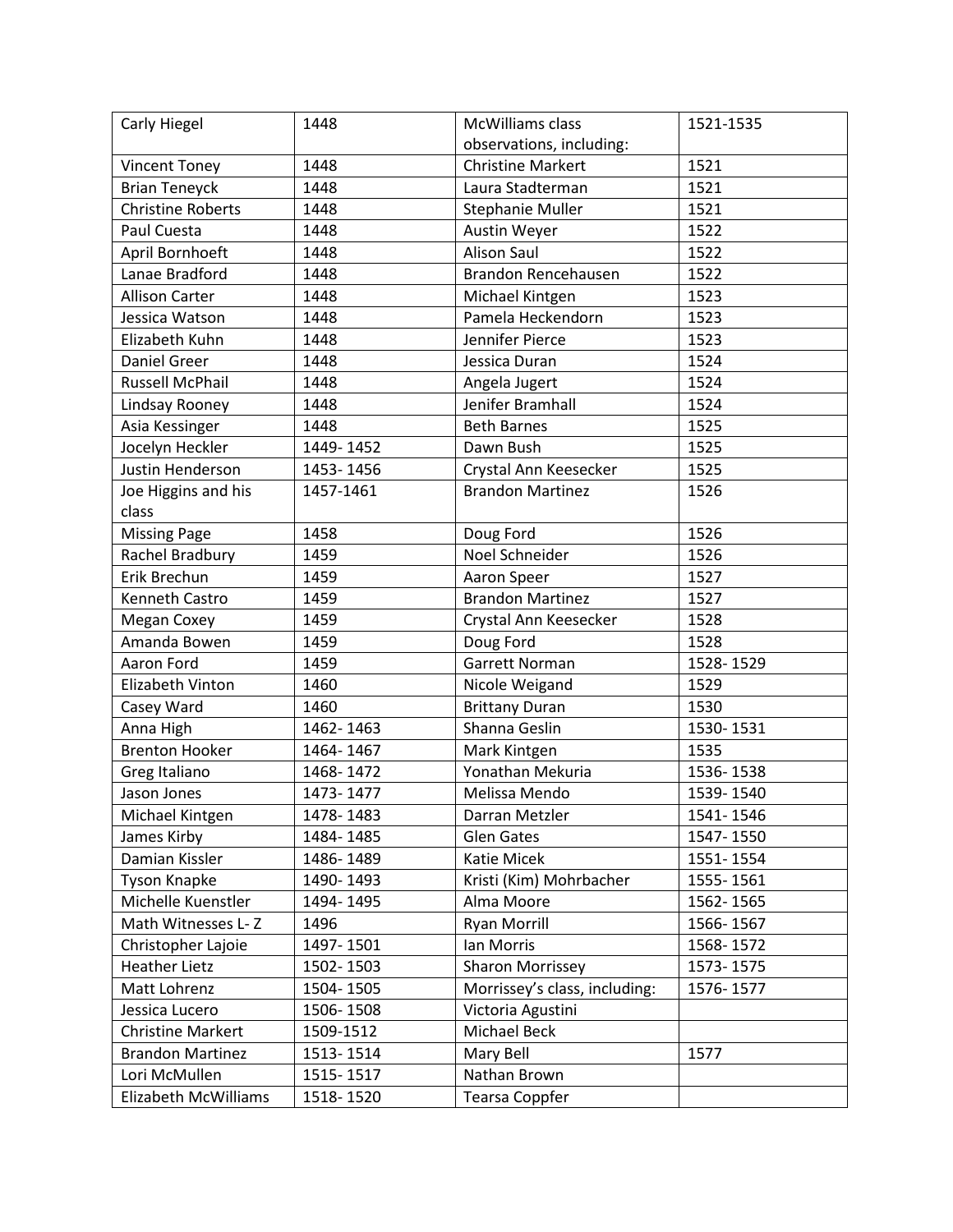| Carly Hiegel | 1448 | McWilliams class observations, including: | 1521-1535 |
|---|---|---|---|
| Vincent Toney | 1448 | Christine Markert | 1521 |
| Brian Teneyck | 1448 | Laura Stadterman | 1521 |
| Christine Roberts | 1448 | Stephanie Muller | 1521 |
| Paul Cuesta | 1448 | Austin Weyer | 1522 |
| April Bornhoeft | 1448 | Alison Saul | 1522 |
| Lanae Bradford | 1448 | Brandon Rencehausen | 1522 |
| Allison Carter | 1448 | Michael Kintgen | 1523 |
| Jessica Watson | 1448 | Pamela Heckendorn | 1523 |
| Elizabeth Kuhn | 1448 | Jennifer Pierce | 1523 |
| Daniel Greer | 1448 | Jessica Duran | 1524 |
| Russell McPhail | 1448 | Angela Jugert | 1524 |
| Lindsay Rooney | 1448 | Jenifer Bramhall | 1524 |
| Asia Kessinger | 1448 | Beth Barnes | 1525 |
| Jocelyn Heckler | 1449- 1452 | Dawn Bush | 1525 |
| Justin Henderson | 1453- 1456 | Crystal Ann Keesecker | 1525 |
| Joe Higgins and his class | 1457-1461 | Brandon Martinez | 1526 |
| Missing Page | 1458 | Doug Ford | 1526 |
| Rachel Bradbury | 1459 | Noel Schneider | 1526 |
| Erik Brechun | 1459 | Aaron Speer | 1527 |
| Kenneth Castro | 1459 | Brandon Martinez | 1527 |
| Megan Coxey | 1459 | Crystal Ann Keesecker | 1528 |
| Amanda Bowen | 1459 | Doug Ford | 1528 |
| Aaron Ford | 1459 | Garrett Norman | 1528- 1529 |
| Elizabeth Vinton | 1460 | Nicole Weigand | 1529 |
| Casey Ward | 1460 | Brittany Duran | 1530 |
| Anna High | 1462- 1463 | Shanna Geslin | 1530- 1531 |
| Brenton Hooker | 1464- 1467 | Mark Kintgen | 1535 |
| Greg Italiano | 1468- 1472 | Yonathan Mekuria | 1536- 1538 |
| Jason Jones | 1473- 1477 | Melissa Mendo | 1539- 1540 |
| Michael Kintgen | 1478- 1483 | Darran Metzler | 1541- 1546 |
| James Kirby | 1484- 1485 | Glen Gates | 1547- 1550 |
| Damian Kissler | 1486- 1489 | Katie Micek | 1551- 1554 |
| Tyson Knapke | 1490- 1493 | Kristi (Kim) Mohrbacher | 1555- 1561 |
| Michelle Kuenstler | 1494- 1495 | Alma Moore | 1562- 1565 |
| Math Witnesses L- Z | 1496 | Ryan Morrill | 1566- 1567 |
| Christopher Lajoie | 1497- 1501 | Ian Morris | 1568- 1572 |
| Heather Lietz | 1502- 1503 | Sharon Morrissey | 1573- 1575 |
| Matt Lohrenz | 1504- 1505 | Morrissey's class, including: | 1576- 1577 |
| Jessica Lucero | 1506- 1508 | Victoria Agustini | |
| Christine Markert | 1509-1512 | Michael Beck | |
| Brandon Martinez | 1513- 1514 | Mary Bell | 1577 |
| Lori McMullen | 1515- 1517 | Nathan Brown | |
| Elizabeth McWilliams | 1518- 1520 | Tearsa Coppfer | |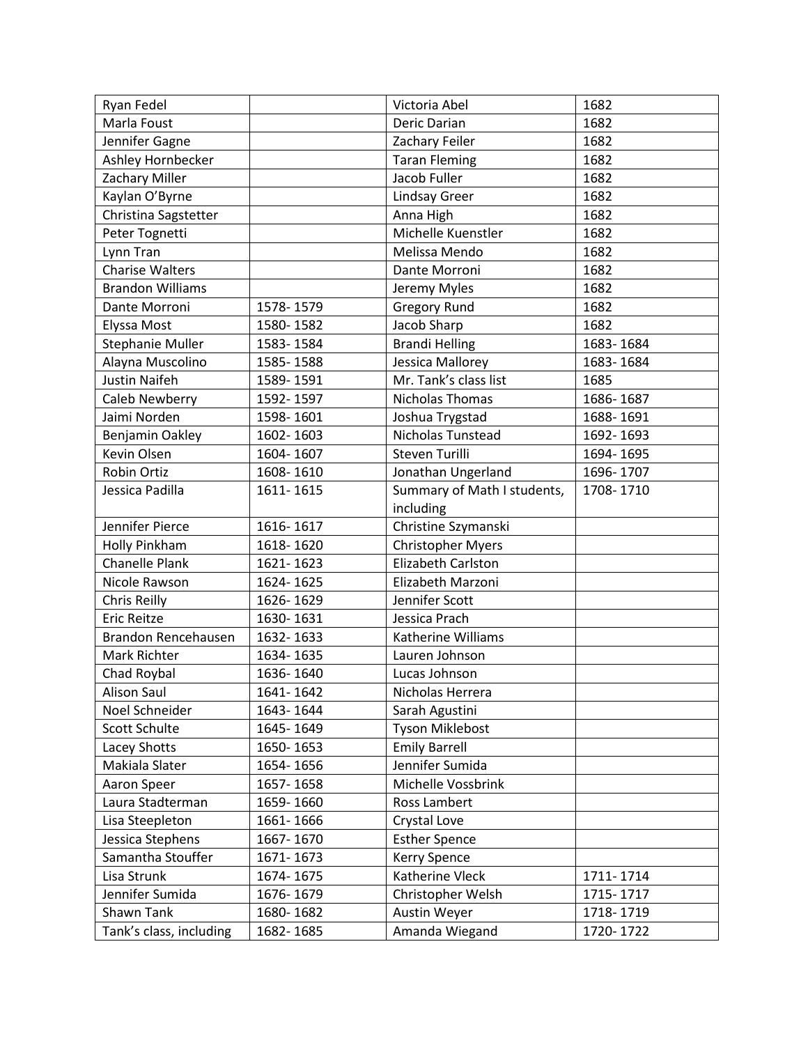| Ryan Fedel | | Victoria Abel | 1682 |
|---|---|---|---|
| Marla Foust | | Deric Darian | 1682 |
| Jennifer Gagne | | Zachary Feiler | 1682 |
| Ashley Hornbecker | | Taran Fleming | 1682 |
| Zachary Miller | | Jacob Fuller | 1682 |
| Kaylan O'Byrne | | Lindsay Greer | 1682 |
| Christina Sagstetter | | Anna High | 1682 |
| Peter Tognetti | | Michelle Kuenstler | 1682 |
| Lynn Tran | | Melissa Mendo | 1682 |
| Charise Walters | | Dante Morroni | 1682 |
| Brandon Williams | | Jeremy Myles | 1682 |
| Dante Morroni | 1578- 1579 | Gregory Rund | 1682 |
| Elyssa Most | 1580- 1582 | Jacob Sharp | 1682 |
| Stephanie Muller | 1583- 1584 | Brandi Helling | 1683- 1684 |
| Alayna Muscolino | 1585- 1588 | Jessica Mallorey | 1683- 1684 |
| Justin Naifeh | 1589- 1591 | Mr. Tank's class list | 1685 |
| Caleb Newberry | 1592- 1597 | Nicholas Thomas | 1686- 1687 |
| Jaimi Norden | 1598- 1601 | Joshua Trygstad | 1688- 1691 |
| Benjamin Oakley | 1602- 1603 | Nicholas Tunstead | 1692- 1693 |
| Kevin Olsen | 1604- 1607 | Steven Turilli | 1694- 1695 |
| Robin Ortiz | 1608- 1610 | Jonathan Ungerland | 1696- 1707 |
| Jessica Padilla | 1611- 1615 | Summary of Math I students, including | 1708- 1710 |
| Jennifer Pierce | 1616- 1617 | Christine Szymanski | |
| Holly Pinkham | 1618- 1620 | Christopher Myers | |
| Chanelle Plank | 1621- 1623 | Elizabeth Carlston | |
| Nicole Rawson | 1624- 1625 | Elizabeth Marzoni | |
| Chris Reilly | 1626- 1629 | Jennifer Scott | |
| Eric Reitze | 1630- 1631 | Jessica Prach | |
| Brandon Rencehausen | 1632- 1633 | Katherine Williams | |
| Mark Richter | 1634- 1635 | Lauren Johnson | |
| Chad Roybal | 1636- 1640 | Lucas Johnson | |
| Alison Saul | 1641- 1642 | Nicholas Herrera | |
| Noel Schneider | 1643- 1644 | Sarah Agustini | |
| Scott Schulte | 1645- 1649 | Tyson Miklebost | |
| Lacey Shotts | 1650- 1653 | Emily Barrell | |
| Makiala Slater | 1654- 1656 | Jennifer Sumida | |
| Aaron Speer | 1657- 1658 | Michelle Vossbrink | |
| Laura Stadterman | 1659- 1660 | Ross Lambert | |
| Lisa Steepleton | 1661- 1666 | Crystal Love | |
| Jessica Stephens | 1667- 1670 | Esther Spence | |
| Samantha Stouffer | 1671- 1673 | Kerry Spence | |
| Lisa Strunk | 1674- 1675 | Katherine Vleck | 1711- 1714 |
| Jennifer Sumida | 1676- 1679 | Christopher Welsh | 1715- 1717 |
| Shawn Tank | 1680- 1682 | Austin Weyer | 1718- 1719 |
| Tank's class, including | 1682- 1685 | Amanda Wiegand | 1720- 1722 |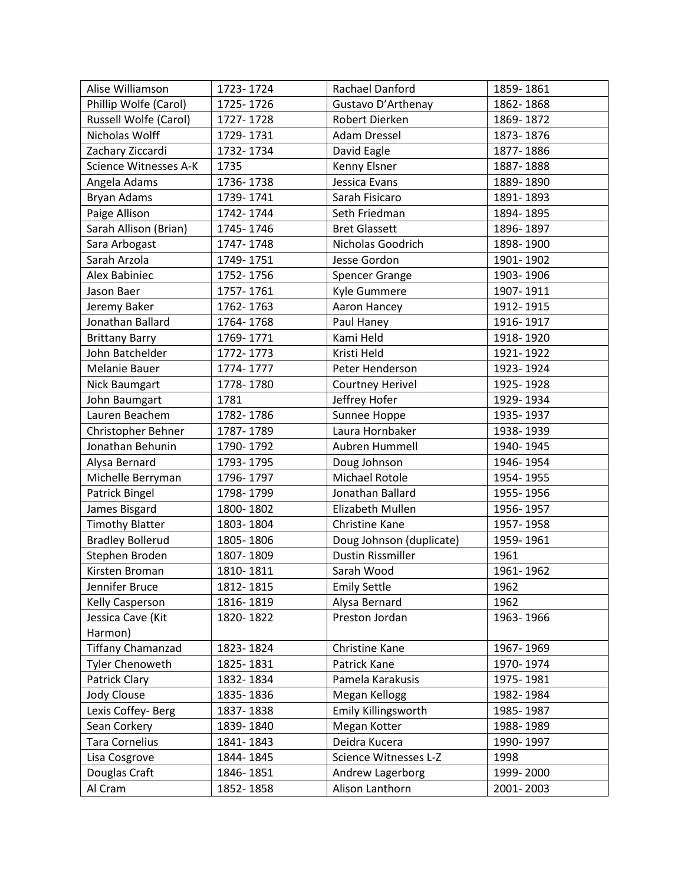| Alise Williamson | 1723- 1724 | Rachael Danford | 1859- 1861 |
|---|---|---|---|
| Phillip Wolfe (Carol) | 1725- 1726 | Gustavo D'Arthenay | 1862- 1868 |
| Russell Wolfe (Carol) | 1727- 1728 | Robert Dierken | 1869- 1872 |
| Nicholas Wolff | 1729- 1731 | Adam Dressel | 1873- 1876 |
| Zachary Ziccardi | 1732- 1734 | David Eagle | 1877- 1886 |
| Science Witnesses A-K | 1735 | Kenny Elsner | 1887- 1888 |
| Angela Adams | 1736- 1738 | Jessica Evans | 1889- 1890 |
| Bryan Adams | 1739- 1741 | Sarah Fisicaro | 1891- 1893 |
| Paige Allison | 1742- 1744 | Seth Friedman | 1894- 1895 |
| Sarah Allison (Brian) | 1745- 1746 | Bret Glassett | 1896- 1897 |
| Sara Arbogast | 1747- 1748 | Nicholas Goodrich | 1898- 1900 |
| Sarah Arzola | 1749- 1751 | Jesse Gordon | 1901- 1902 |
| Alex Babiniec | 1752- 1756 | Spencer Grange | 1903- 1906 |
| Jason Baer | 1757- 1761 | Kyle Gummere | 1907- 1911 |
| Jeremy Baker | 1762- 1763 | Aaron Hancey | 1912- 1915 |
| Jonathan Ballard | 1764- 1768 | Paul Haney | 1916- 1917 |
| Brittany Barry | 1769- 1771 | Kami Held | 1918- 1920 |
| John Batchelder | 1772- 1773 | Kristi Held | 1921- 1922 |
| Melanie Bauer | 1774- 1777 | Peter Henderson | 1923- 1924 |
| Nick Baumgart | 1778- 1780 | Courtney Herivel | 1925- 1928 |
| John Baumgart | 1781 | Jeffrey Hofer | 1929- 1934 |
| Lauren Beachem | 1782- 1786 | Sunnee Hoppe | 1935- 1937 |
| Christopher Behner | 1787- 1789 | Laura Hornbaker | 1938- 1939 |
| Jonathan Behunin | 1790- 1792 | Aubren Hummell | 1940- 1945 |
| Alysa Bernard | 1793- 1795 | Doug Johnson | 1946- 1954 |
| Michelle Berryman | 1796- 1797 | Michael Rotole | 1954- 1955 |
| Patrick Bingel | 1798- 1799 | Jonathan Ballard | 1955- 1956 |
| James Bisgard | 1800- 1802 | Elizabeth Mullen | 1956- 1957 |
| Timothy Blatter | 1803- 1804 | Christine Kane | 1957- 1958 |
| Bradley Bollerud | 1805- 1806 | Doug Johnson (duplicate) | 1959- 1961 |
| Stephen Broden | 1807- 1809 | Dustin Rissmiller | 1961 |
| Kirsten Broman | 1810- 1811 | Sarah Wood | 1961- 1962 |
| Jennifer Bruce | 1812- 1815 | Emily Settle | 1962 |
| Kelly Casperson | 1816- 1819 | Alysa Bernard | 1962 |
| Jessica Cave (Kit Harmon) | 1820- 1822 | Preston Jordan | 1963- 1966 |
| Tiffany Chamanzad | 1823- 1824 | Christine Kane | 1967- 1969 |
| Tyler Chenoweth | 1825- 1831 | Patrick Kane | 1970- 1974 |
| Patrick Clary | 1832- 1834 | Pamela Karakusis | 1975- 1981 |
| Jody Clouse | 1835- 1836 | Megan Kellogg | 1982- 1984 |
| Lexis Coffey- Berg | 1837- 1838 | Emily Killingsworth | 1985- 1987 |
| Sean Corkery | 1839- 1840 | Megan Kotter | 1988- 1989 |
| Tara Cornelius | 1841- 1843 | Deidra Kucera | 1990- 1997 |
| Lisa Cosgrove | 1844- 1845 | Science Witnesses L-Z | 1998 |
| Douglas Craft | 1846- 1851 | Andrew Lagerborg | 1999- 2000 |
| Al Cram | 1852- 1858 | Alison Lanthorn | 2001- 2003 |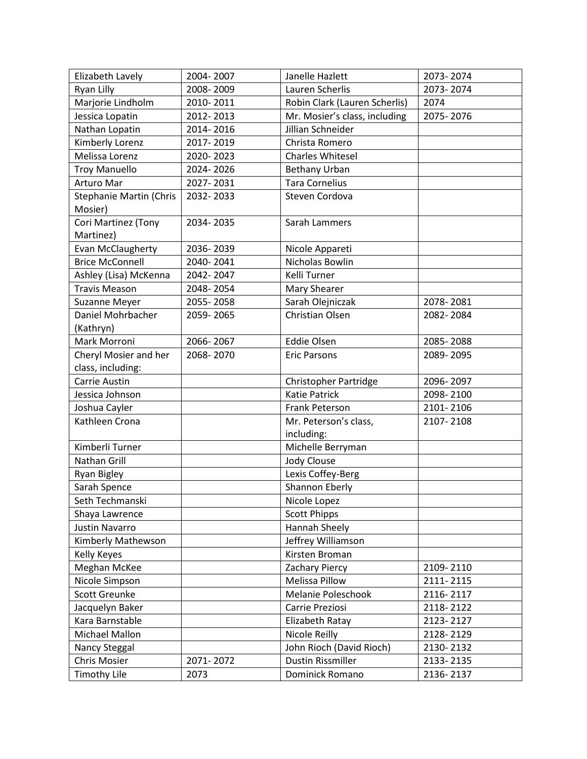| Elizabeth Lavely | 2004- 2007 | Janelle Hazlett | 2073- 2074 |
|---|---|---|---|
| Ryan Lilly | 2008- 2009 | Lauren Scherlis | 2073- 2074 |
| Marjorie Lindholm | 2010- 2011 | Robin Clark (Lauren Scherlis) | 2074 |
| Jessica Lopatin | 2012- 2013 | Mr. Mosier's class, including | 2075- 2076 |
| Nathan Lopatin | 2014- 2016 | Jillian Schneider | |
| Kimberly Lorenz | 2017- 2019 | Christa Romero | |
| Melissa Lorenz | 2020- 2023 | Charles Whitesel | |
| Troy Manuello | 2024- 2026 | Bethany Urban | |
| Arturo Mar | 2027- 2031 | Tara Cornelius | |
| Stephanie Martin (Chris Mosier) | 2032- 2033 | Steven Cordova | |
| Cori Martinez (Tony Martinez) | 2034- 2035 | Sarah Lammers | |
| Evan McClaugherty | 2036- 2039 | Nicole Appareti | |
| Brice McConnell | 2040- 2041 | Nicholas Bowlin | |
| Ashley (Lisa) McKenna | 2042- 2047 | Kelli Turner | |
| Travis Meason | 2048- 2054 | Mary Shearer | |
| Suzanne Meyer | 2055- 2058 | Sarah Olejniczak | 2078- 2081 |
| Daniel Mohrbacher (Kathryn) | 2059- 2065 | Christian Olsen | 2082- 2084 |
| Mark Morroni | 2066- 2067 | Eddie Olsen | 2085- 2088 |
| Cheryl Mosier and her class, including: | 2068- 2070 | Eric Parsons | 2089- 2095 |
| Carrie Austin | | Christopher Partridge | 2096- 2097 |
| Jessica Johnson | | Katie Patrick | 2098- 2100 |
| Joshua Cayler | | Frank Peterson | 2101- 2106 |
| Kathleen Crona | | Mr. Peterson's class, including: | 2107- 2108 |
| Kimberli Turner | | Michelle Berryman | |
| Nathan Grill | | Jody Clouse | |
| Ryan Bigley | | Lexis Coffey-Berg | |
| Sarah Spence | | Shannon Eberly | |
| Seth Techmanski | | Nicole Lopez | |
| Shaya Lawrence | | Scott Phipps | |
| Justin Navarro | | Hannah Sheely | |
| Kimberly Mathewson | | Jeffrey Williamson | |
| Kelly Keyes | | Kirsten Broman | |
| Meghan McKee | | Zachary Piercy | 2109- 2110 |
| Nicole Simpson | | Melissa Pillow | 2111- 2115 |
| Scott Greunke | | Melanie Poleschook | 2116- 2117 |
| Jacquelyn Baker | | Carrie Preziosi | 2118- 2122 |
| Kara Barnstable | | Elizabeth Ratay | 2123- 2127 |
| Michael Mallon | | Nicole Reilly | 2128- 2129 |
| Nancy Steggal | | John Rioch (David Rioch) | 2130- 2132 |
| Chris Mosier | 2071- 2072 | Dustin Rissmiller | 2133- 2135 |
| Timothy Lile | 2073 | Dominick Romano | 2136- 2137 |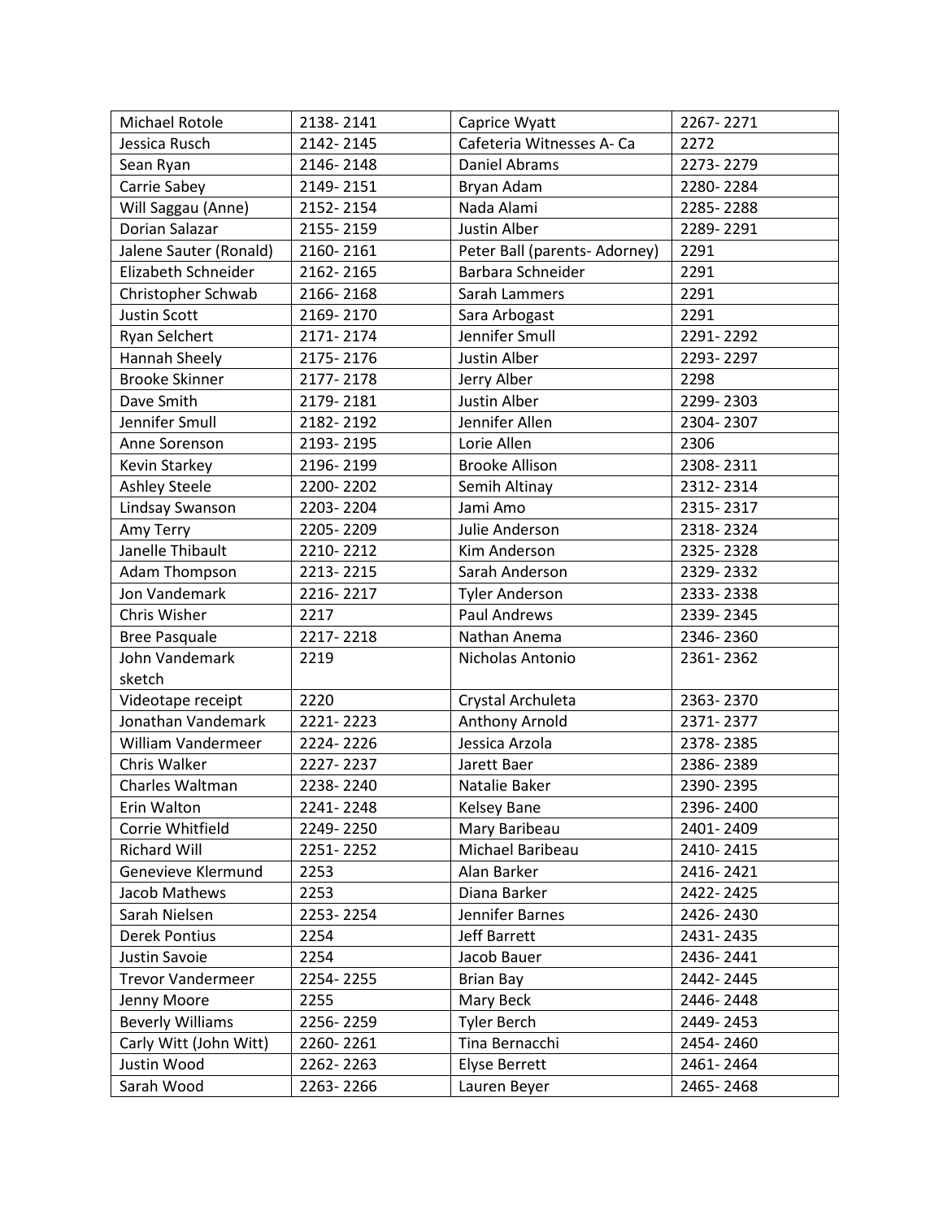| Michael Rotole | 2138- 2141 | Caprice Wyatt | 2267- 2271 |
|---|---|---|---|
| Jessica Rusch | 2142- 2145 | Cafeteria Witnesses A- Ca | 2272 |
| Sean Ryan | 2146- 2148 | Daniel Abrams | 2273- 2279 |
| Carrie Sabey | 2149- 2151 | Bryan Adam | 2280- 2284 |
| Will Saggau (Anne) | 2152- 2154 | Nada Alami | 2285- 2288 |
| Dorian Salazar | 2155- 2159 | Justin Alber | 2289- 2291 |
| Jalene Sauter (Ronald) | 2160- 2161 | Peter Ball (parents- Adorney) | 2291 |
| Elizabeth Schneider | 2162- 2165 | Barbara Schneider | 2291 |
| Christopher Schwab | 2166- 2168 | Sarah Lammers | 2291 |
| Justin Scott | 2169- 2170 | Sara Arbogast | 2291 |
| Ryan Selchert | 2171- 2174 | Jennifer Smull | 2291- 2292 |
| Hannah Sheely | 2175- 2176 | Justin Alber | 2293- 2297 |
| Brooke Skinner | 2177- 2178 | Jerry Alber | 2298 |
| Dave Smith | 2179- 2181 | Justin Alber | 2299- 2303 |
| Jennifer Smull | 2182- 2192 | Jennifer Allen | 2304- 2307 |
| Anne Sorenson | 2193- 2195 | Lorie Allen | 2306 |
| Kevin Starkey | 2196- 2199 | Brooke Allison | 2308- 2311 |
| Ashley Steele | 2200- 2202 | Semih Altinay | 2312- 2314 |
| Lindsay Swanson | 2203- 2204 | Jami Amo | 2315- 2317 |
| Amy Terry | 2205- 2209 | Julie Anderson | 2318- 2324 |
| Janelle Thibault | 2210- 2212 | Kim Anderson | 2325- 2328 |
| Adam Thompson | 2213- 2215 | Sarah Anderson | 2329- 2332 |
| Jon Vandemark | 2216- 2217 | Tyler Anderson | 2333- 2338 |
| Chris Wisher | 2217 | Paul Andrews | 2339- 2345 |
| Bree Pasquale | 2217- 2218 | Nathan Anema | 2346- 2360 |
| John Vandemark sketch | 2219 | Nicholas Antonio | 2361- 2362 |
| Videotape receipt | 2220 | Crystal Archuleta | 2363- 2370 |
| Jonathan Vandemark | 2221- 2223 | Anthony Arnold | 2371- 2377 |
| William Vandermeer | 2224- 2226 | Jessica Arzola | 2378- 2385 |
| Chris Walker | 2227- 2237 | Jarett Baer | 2386- 2389 |
| Charles Waltman | 2238- 2240 | Natalie Baker | 2390- 2395 |
| Erin Walton | 2241- 2248 | Kelsey Bane | 2396- 2400 |
| Corrie Whitfield | 2249- 2250 | Mary Baribeau | 2401- 2409 |
| Richard Will | 2251- 2252 | Michael Baribeau | 2410- 2415 |
| Genevieve Klermund | 2253 | Alan Barker | 2416- 2421 |
| Jacob Mathews | 2253 | Diana Barker | 2422- 2425 |
| Sarah Nielsen | 2253- 2254 | Jennifer Barnes | 2426- 2430 |
| Derek Pontius | 2254 | Jeff Barrett | 2431- 2435 |
| Justin Savoie | 2254 | Jacob Bauer | 2436- 2441 |
| Trevor Vandermeer | 2254- 2255 | Brian Bay | 2442- 2445 |
| Jenny Moore | 2255 | Mary Beck | 2446- 2448 |
| Beverly Williams | 2256- 2259 | Tyler Berch | 2449- 2453 |
| Carly Witt (John Witt) | 2260- 2261 | Tina Bernacchi | 2454- 2460 |
| Justin Wood | 2262- 2263 | Elyse Berrett | 2461- 2464 |
| Sarah Wood | 2263- 2266 | Lauren Beyer | 2465- 2468 |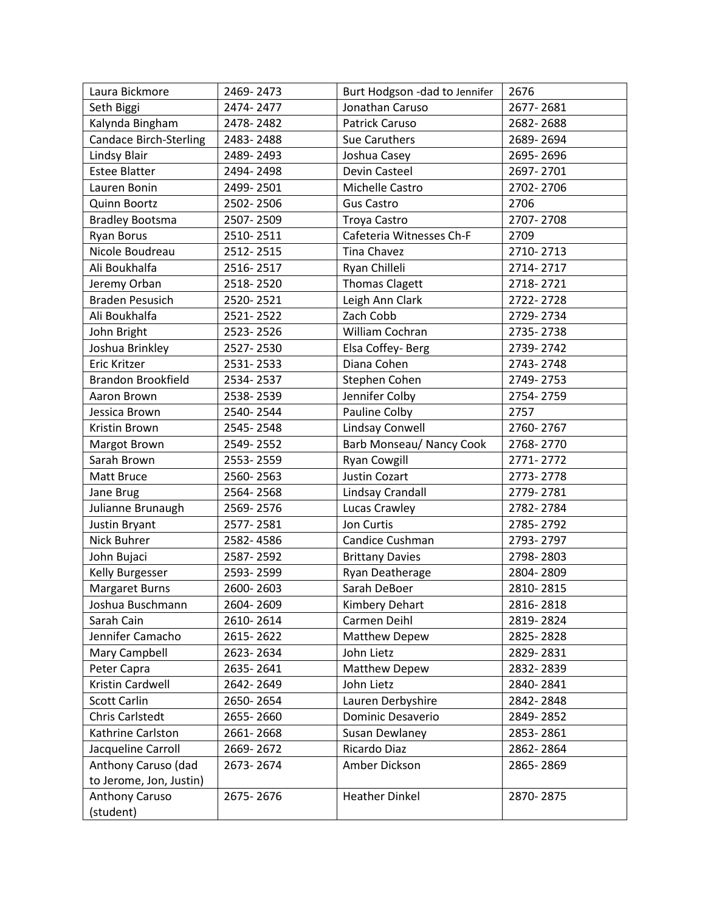| Laura Bickmore | 2469- 2473 | Burt Hodgson -dad to Jennifer | 2676 |
|---|---|---|---|
| Seth Biggi | 2474- 2477 | Jonathan Caruso | 2677- 2681 |
| Kalynda Bingham | 2478- 2482 | Patrick Caruso | 2682- 2688 |
| Candace Birch-Sterling | 2483- 2488 | Sue Caruthers | 2689- 2694 |
| Lindsy Blair | 2489- 2493 | Joshua Casey | 2695- 2696 |
| Estee Blatter | 2494- 2498 | Devin Casteel | 2697- 2701 |
| Lauren Bonin | 2499- 2501 | Michelle Castro | 2702- 2706 |
| Quinn Boortz | 2502- 2506 | Gus Castro | 2706 |
| Bradley Bootsma | 2507- 2509 | Troya Castro | 2707- 2708 |
| Ryan Borus | 2510- 2511 | Cafeteria Witnesses Ch-F | 2709 |
| Nicole Boudreau | 2512- 2515 | Tina Chavez | 2710- 2713 |
| Ali Boukhalfa | 2516- 2517 | Ryan Chilleli | 2714- 2717 |
| Jeremy Orban | 2518- 2520 | Thomas Clagett | 2718- 2721 |
| Braden Pesusich | 2520- 2521 | Leigh Ann Clark | 2722- 2728 |
| Ali Boukhalfa | 2521- 2522 | Zach Cobb | 2729- 2734 |
| John Bright | 2523- 2526 | William Cochran | 2735- 2738 |
| Joshua Brinkley | 2527- 2530 | Elsa Coffey- Berg | 2739- 2742 |
| Eric Kritzer | 2531- 2533 | Diana Cohen | 2743- 2748 |
| Brandon Brookfield | 2534- 2537 | Stephen Cohen | 2749- 2753 |
| Aaron Brown | 2538- 2539 | Jennifer Colby | 2754- 2759 |
| Jessica Brown | 2540- 2544 | Pauline Colby | 2757 |
| Kristin Brown | 2545- 2548 | Lindsay Conwell | 2760- 2767 |
| Margot Brown | 2549- 2552 | Barb Monseau/ Nancy Cook | 2768- 2770 |
| Sarah Brown | 2553- 2559 | Ryan Cowgill | 2771- 2772 |
| Matt Bruce | 2560- 2563 | Justin Cozart | 2773- 2778 |
| Jane Brug | 2564- 2568 | Lindsay Crandall | 2779- 2781 |
| Julianne Brunaugh | 2569- 2576 | Lucas Crawley | 2782- 2784 |
| Justin Bryant | 2577- 2581 | Jon Curtis | 2785- 2792 |
| Nick Buhrer | 2582- 4586 | Candice Cushman | 2793- 2797 |
| John Bujaci | 2587- 2592 | Brittany Davies | 2798- 2803 |
| Kelly Burgesser | 2593- 2599 | Ryan Deatherage | 2804- 2809 |
| Margaret Burns | 2600- 2603 | Sarah DeBoer | 2810- 2815 |
| Joshua Buschmann | 2604- 2609 | Kimbery Dehart | 2816- 2818 |
| Sarah Cain | 2610- 2614 | Carmen Deihl | 2819- 2824 |
| Jennifer Camacho | 2615- 2622 | Matthew Depew | 2825- 2828 |
| Mary Campbell | 2623- 2634 | John Lietz | 2829- 2831 |
| Peter Capra | 2635- 2641 | Matthew Depew | 2832- 2839 |
| Kristin Cardwell | 2642- 2649 | John Lietz | 2840- 2841 |
| Scott Carlin | 2650- 2654 | Lauren Derbyshire | 2842- 2848 |
| Chris Carlstedt | 2655- 2660 | Dominic Desaverio | 2849- 2852 |
| Kathrine Carlston | 2661- 2668 | Susan Dewlaney | 2853- 2861 |
| Jacqueline Carroll | 2669- 2672 | Ricardo Diaz | 2862- 2864 |
| Anthony Caruso (dad to Jerome, Jon, Justin) | 2673- 2674 | Amber Dickson | 2865- 2869 |
| Anthony Caruso (student) | 2675- 2676 | Heather Dinkel | 2870- 2875 |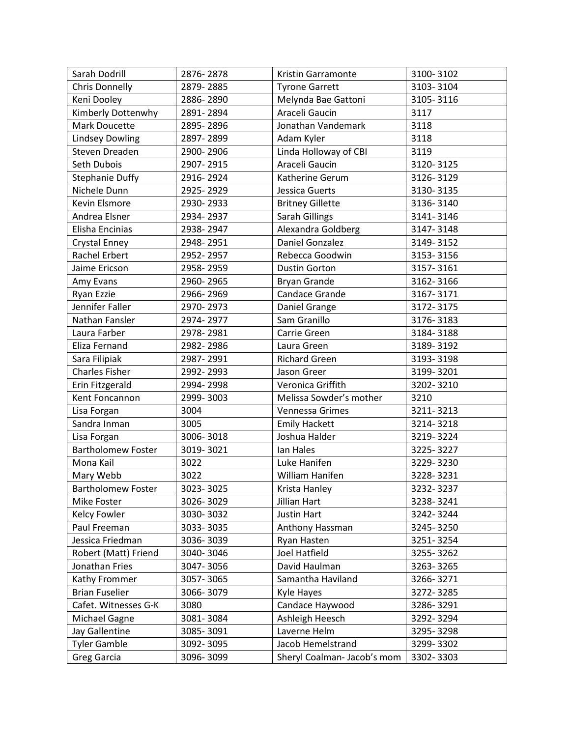| Sarah Dodrill | 2876- 2878 | Kristin Garramonte | 3100- 3102 |
|---|---|---|---|
| Chris Donnelly | 2879- 2885 | Tyrone Garrett | 3103- 3104 |
| Keni Dooley | 2886- 2890 | Melynda Bae Gattoni | 3105- 3116 |
| Kimberly Dottenwhy | 2891- 2894 | Araceli Gaucin | 3117 |
| Mark Doucette | 2895- 2896 | Jonathan Vandemark | 3118 |
| Lindsey Dowling | 2897- 2899 | Adam Kyler | 3118 |
| Steven Dreaden | 2900- 2906 | Linda Holloway of CBI | 3119 |
| Seth Dubois | 2907- 2915 | Araceli Gaucin | 3120- 3125 |
| Stephanie Duffy | 2916- 2924 | Katherine Gerum | 3126- 3129 |
| Nichele Dunn | 2925- 2929 | Jessica Guerts | 3130- 3135 |
| Kevin Elsmore | 2930- 2933 | Britney Gillette | 3136- 3140 |
| Andrea Elsner | 2934- 2937 | Sarah Gillings | 3141- 3146 |
| Elisha Encinias | 2938- 2947 | Alexandra Goldberg | 3147- 3148 |
| Crystal Enney | 2948- 2951 | Daniel Gonzalez | 3149- 3152 |
| Rachel Erbert | 2952- 2957 | Rebecca Goodwin | 3153- 3156 |
| Jaime Ericson | 2958- 2959 | Dustin Gorton | 3157- 3161 |
| Amy Evans | 2960- 2965 | Bryan Grande | 3162- 3166 |
| Ryan Ezzie | 2966- 2969 | Candace Grande | 3167- 3171 |
| Jennifer Faller | 2970- 2973 | Daniel Grange | 3172- 3175 |
| Nathan Fansler | 2974- 2977 | Sam Granillo | 3176- 3183 |
| Laura Farber | 2978- 2981 | Carrie Green | 3184- 3188 |
| Eliza Fernand | 2982- 2986 | Laura Green | 3189- 3192 |
| Sara Filipiak | 2987- 2991 | Richard Green | 3193- 3198 |
| Charles Fisher | 2992- 2993 | Jason Greer | 3199- 3201 |
| Erin Fitzgerald | 2994- 2998 | Veronica Griffith | 3202- 3210 |
| Kent Foncannon | 2999- 3003 | Melissa Sowder's mother | 3210 |
| Lisa Forgan | 3004 | Vennessa Grimes | 3211- 3213 |
| Sandra Inman | 3005 | Emily Hackett | 3214- 3218 |
| Lisa Forgan | 3006- 3018 | Joshua Halder | 3219- 3224 |
| Bartholomew Foster | 3019- 3021 | Ian Hales | 3225- 3227 |
| Mona Kail | 3022 | Luke Hanifen | 3229- 3230 |
| Mary Webb | 3022 | William Hanifen | 3228- 3231 |
| Bartholomew Foster | 3023- 3025 | Krista Hanley | 3232- 3237 |
| Mike Foster | 3026- 3029 | Jillian Hart | 3238- 3241 |
| Kelcy Fowler | 3030- 3032 | Justin Hart | 3242- 3244 |
| Paul Freeman | 3033- 3035 | Anthony Hassman | 3245- 3250 |
| Jessica Friedman | 3036- 3039 | Ryan Hasten | 3251- 3254 |
| Robert (Matt) Friend | 3040- 3046 | Joel Hatfield | 3255- 3262 |
| Jonathan Fries | 3047- 3056 | David Haulman | 3263- 3265 |
| Kathy Frommer | 3057- 3065 | Samantha Haviland | 3266- 3271 |
| Brian Fuselier | 3066- 3079 | Kyle Hayes | 3272- 3285 |
| Cafet. Witnesses G-K | 3080 | Candace Haywood | 3286- 3291 |
| Michael Gagne | 3081- 3084 | Ashleigh Heesch | 3292- 3294 |
| Jay Gallentine | 3085- 3091 | Laverne Helm | 3295- 3298 |
| Tyler Gamble | 3092- 3095 | Jacob Hemelstrand | 3299- 3302 |
| Greg Garcia | 3096- 3099 | Sheryl Coalman- Jacob's mom | 3302- 3303 |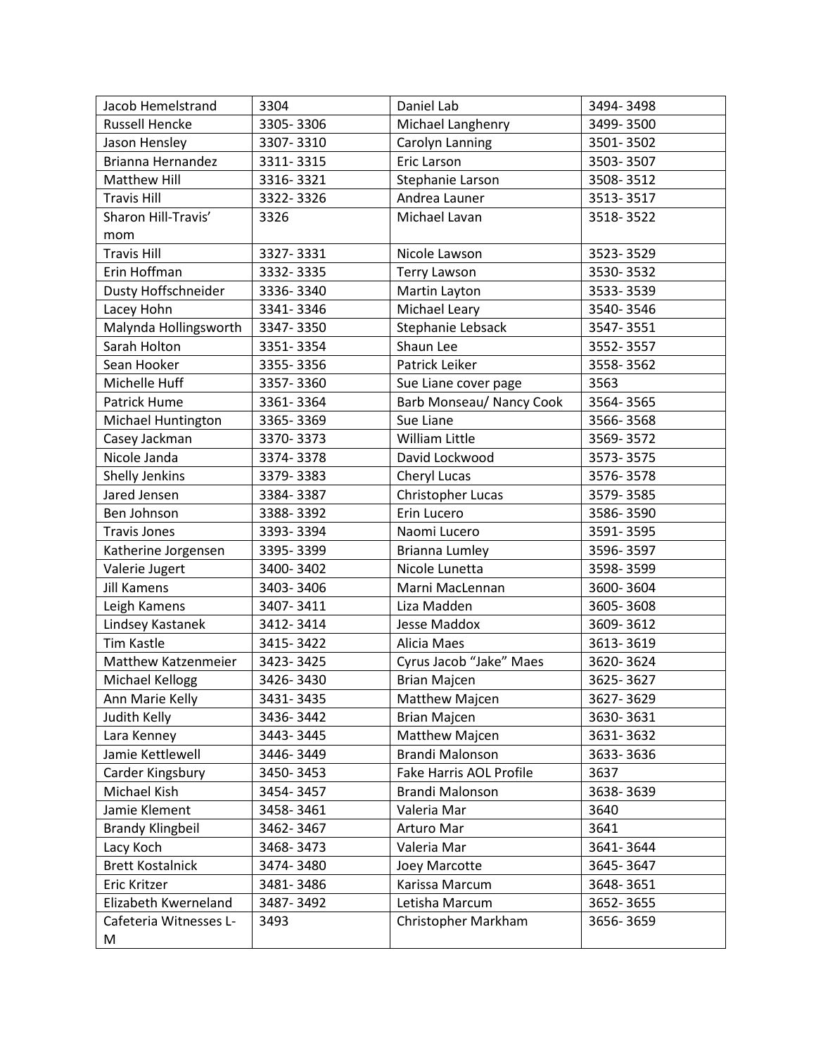| Jacob Hemelstrand | 3304 | Daniel Lab | 3494- 3498 |
|---|---|---|---|
| Russell Hencke | 3305- 3306 | Michael Langhenry | 3499- 3500 |
| Jason Hensley | 3307- 3310 | Carolyn Lanning | 3501- 3502 |
| Brianna Hernandez | 3311- 3315 | Eric Larson | 3503- 3507 |
| Matthew Hill | 3316- 3321 | Stephanie Larson | 3508- 3512 |
| Travis Hill | 3322- 3326 | Andrea Launer | 3513- 3517 |
| Sharon Hill-Travis' mom | 3326 | Michael Lavan | 3518- 3522 |
| Travis Hill | 3327- 3331 | Nicole Lawson | 3523- 3529 |
| Erin Hoffman | 3332- 3335 | Terry Lawson | 3530- 3532 |
| Dusty Hoffschneider | 3336- 3340 | Martin Layton | 3533- 3539 |
| Lacey Hohn | 3341- 3346 | Michael Leary | 3540- 3546 |
| Malynda Hollingsworth | 3347- 3350 | Stephanie Lebsack | 3547- 3551 |
| Sarah Holton | 3351- 3354 | Shaun Lee | 3552- 3557 |
| Sean Hooker | 3355- 3356 | Patrick Leiker | 3558- 3562 |
| Michelle Huff | 3357- 3360 | Sue Liane cover page | 3563 |
| Patrick Hume | 3361- 3364 | Barb Monseau/ Nancy Cook | 3564- 3565 |
| Michael Huntington | 3365- 3369 | Sue Liane | 3566- 3568 |
| Casey Jackman | 3370- 3373 | William Little | 3569- 3572 |
| Nicole Janda | 3374- 3378 | David Lockwood | 3573- 3575 |
| Shelly Jenkins | 3379- 3383 | Cheryl Lucas | 3576- 3578 |
| Jared Jensen | 3384- 3387 | Christopher Lucas | 3579- 3585 |
| Ben Johnson | 3388- 3392 | Erin Lucero | 3586- 3590 |
| Travis Jones | 3393- 3394 | Naomi Lucero | 3591- 3595 |
| Katherine Jorgensen | 3395- 3399 | Brianna Lumley | 3596- 3597 |
| Valerie Jugert | 3400- 3402 | Nicole Lunetta | 3598- 3599 |
| Jill Kamens | 3403- 3406 | Marni MacLennan | 3600- 3604 |
| Leigh Kamens | 3407- 3411 | Liza Madden | 3605- 3608 |
| Lindsey Kastanek | 3412- 3414 | Jesse Maddox | 3609- 3612 |
| Tim Kastle | 3415- 3422 | Alicia Maes | 3613- 3619 |
| Matthew Katzenmeier | 3423- 3425 | Cyrus Jacob "Jake" Maes | 3620- 3624 |
| Michael Kellogg | 3426- 3430 | Brian Majcen | 3625- 3627 |
| Ann Marie Kelly | 3431- 3435 | Matthew Majcen | 3627- 3629 |
| Judith Kelly | 3436- 3442 | Brian Majcen | 3630- 3631 |
| Lara Kenney | 3443- 3445 | Matthew Majcen | 3631- 3632 |
| Jamie Kettlewell | 3446- 3449 | Brandi Malonson | 3633- 3636 |
| Carder Kingsbury | 3450- 3453 | Fake Harris AOL Profile | 3637 |
| Michael Kish | 3454- 3457 | Brandi Malonson | 3638- 3639 |
| Jamie Klement | 3458- 3461 | Valeria Mar | 3640 |
| Brandy Klingbeil | 3462- 3467 | Arturo Mar | 3641 |
| Lacy Koch | 3468- 3473 | Valeria Mar | 3641- 3644 |
| Brett Kostalnick | 3474- 3480 | Joey Marcotte | 3645- 3647 |
| Eric Kritzer | 3481- 3486 | Karissa Marcum | 3648- 3651 |
| Elizabeth Kwerneland | 3487- 3492 | Letisha Marcum | 3652- 3655 |
| Cafeteria Witnesses L-M | 3493 | Christopher Markham | 3656- 3659 |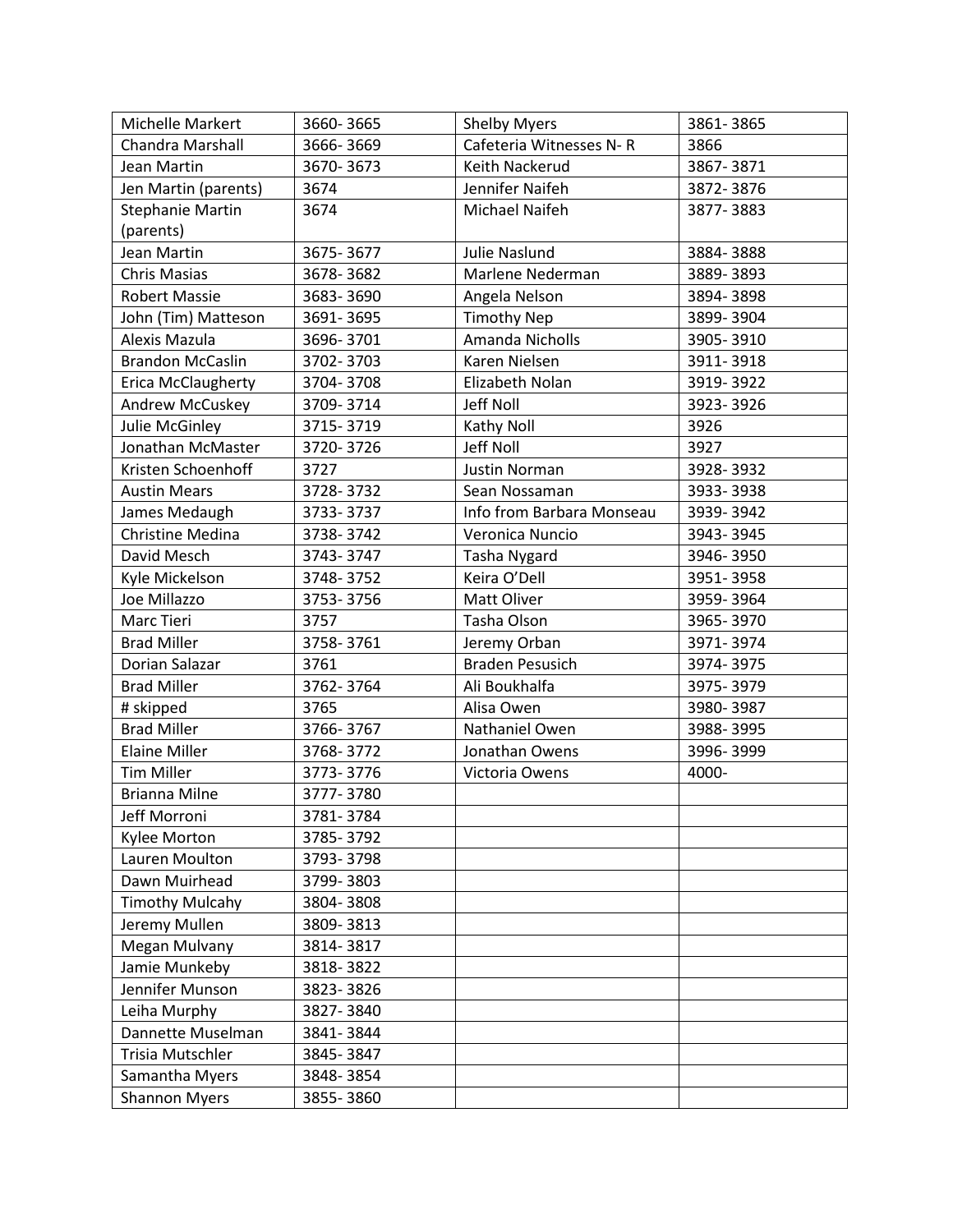| Michelle Markert | 3660- 3665 | Shelby Myers | 3861- 3865 |
|---|---|---|---|
| Chandra Marshall | 3666- 3669 | Cafeteria Witnesses N- R | 3866 |
| Jean Martin | 3670- 3673 | Keith Nackerud | 3867- 3871 |
| Jen Martin (parents) | 3674 | Jennifer Naifeh | 3872- 3876 |
| Stephanie Martin (parents) | 3674 | Michael Naifeh | 3877- 3883 |
| Jean Martin | 3675- 3677 | Julie Naslund | 3884- 3888 |
| Chris Masias | 3678- 3682 | Marlene Nederman | 3889- 3893 |
| Robert Massie | 3683- 3690 | Angela Nelson | 3894- 3898 |
| John (Tim) Matteson | 3691- 3695 | Timothy Nep | 3899- 3904 |
| Alexis Mazula | 3696- 3701 | Amanda Nicholls | 3905- 3910 |
| Brandon McCaslin | 3702- 3703 | Karen Nielsen | 3911- 3918 |
| Erica McClaugherty | 3704- 3708 | Elizabeth Nolan | 3919- 3922 |
| Andrew McCuskey | 3709- 3714 | Jeff Noll | 3923- 3926 |
| Julie McGinley | 3715- 3719 | Kathy Noll | 3926 |
| Jonathan McMaster | 3720- 3726 | Jeff Noll | 3927 |
| Kristen Schoenhoff | 3727 | Justin Norman | 3928- 3932 |
| Austin Mears | 3728- 3732 | Sean Nossaman | 3933- 3938 |
| James Medaugh | 3733- 3737 | Info from Barbara Monseau | 3939- 3942 |
| Christine Medina | 3738- 3742 | Veronica Nuncio | 3943- 3945 |
| David Mesch | 3743- 3747 | Tasha Nygard | 3946- 3950 |
| Kyle Mickelson | 3748- 3752 | Keira O'Dell | 3951- 3958 |
| Joe Millazzo | 3753- 3756 | Matt Oliver | 3959- 3964 |
| Marc Tieri | 3757 | Tasha Olson | 3965- 3970 |
| Brad Miller | 3758- 3761 | Jeremy Orban | 3971- 3974 |
| Dorian Salazar | 3761 | Braden Pesusich | 3974- 3975 |
| Brad Miller | 3762- 3764 | Ali Boukhalfa | 3975- 3979 |
| # skipped | 3765 | Alisa Owen | 3980- 3987 |
| Brad Miller | 3766- 3767 | Nathaniel Owen | 3988- 3995 |
| Elaine Miller | 3768- 3772 | Jonathan Owens | 3996- 3999 |
| Tim Miller | 3773- 3776 | Victoria Owens | 4000- |
| Brianna Milne | 3777- 3780 | | |
| Jeff Morroni | 3781- 3784 | | |
| Kylee Morton | 3785- 3792 | | |
| Lauren Moulton | 3793- 3798 | | |
| Dawn Muirhead | 3799- 3803 | | |
| Timothy Mulcahy | 3804- 3808 | | |
| Jeremy Mullen | 3809- 3813 | | |
| Megan Mulvany | 3814- 3817 | | |
| Jamie Munkeby | 3818- 3822 | | |
| Jennifer Munson | 3823- 3826 | | |
| Leiha Murphy | 3827- 3840 | | |
| Dannette Muselman | 3841- 3844 | | |
| Trisia Mutschler | 3845- 3847 | | |
| Samantha Myers | 3848- 3854 | | |
| Shannon Myers | 3855- 3860 | | |